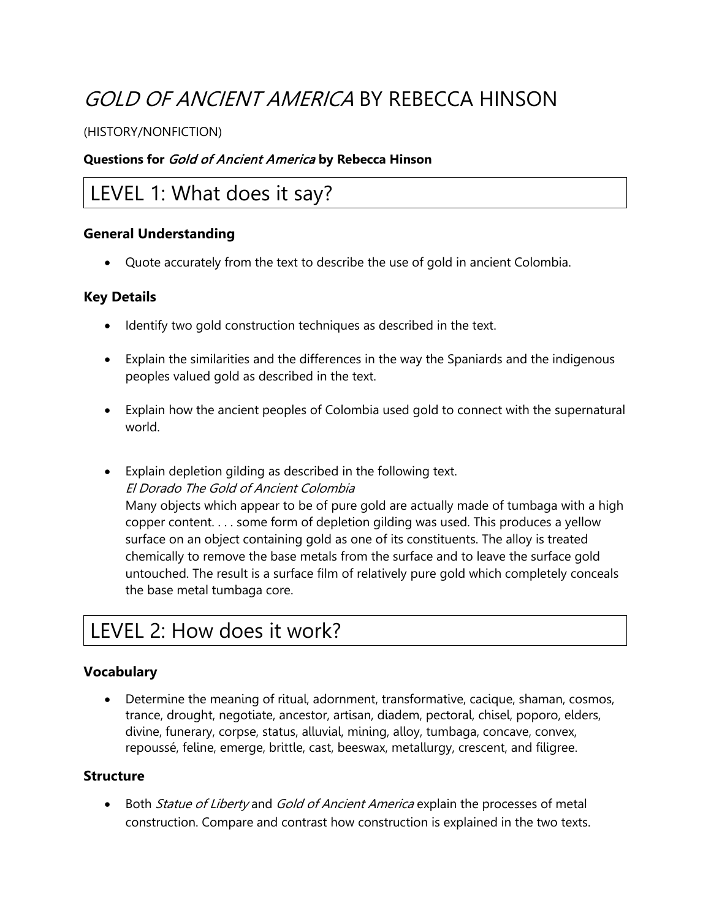# *GOLD OF ANCIENT AMERICA* BY REBECCA HINSON

(HISTORY/NONFICTION)

**Questions for *Gold of Ancient America* by Rebecca Hinson**

## LEVEL 1: What does it say?

### General Understanding

- Quote accurately from the text to describe the use of gold in ancient Colombia.

### Key Details

- Identify two gold construction techniques as described in the text.
- Explain the similarities and the differences in the way the Spaniards and the indigenous peoples valued gold as described in the text.
- Explain how the ancient peoples of Colombia used gold to connect with the supernatural world.
- Explain depletion gilding as described in the following text.
  *El Dorado The Gold of Ancient Colombia*
  Many objects which appear to be of pure gold are actually made of tumbaga with a high copper content. . . . some form of depletion gilding was used. This produces a yellow surface on an object containing gold as one of its constituents. The alloy is treated chemically to remove the base metals from the surface and to leave the surface gold untouched. The result is a surface film of relatively pure gold which completely conceals the base metal tumbaga core.

## LEVEL 2: How does it work?

### Vocabulary

- Determine the meaning of ritual, adornment, transformative, cacique, shaman, cosmos, trance, drought, negotiate, ancestor, artisan, diadem, pectoral, chisel, poporo, elders, divine, funerary, corpse, status, alluvial, mining, alloy, tumbaga, concave, convex, repoussé, feline, emerge, brittle, cast, beeswax, metallurgy, crescent, and filigree.

### Structure

- Both *Statue of Liberty* and *Gold of Ancient America* explain the processes of metal construction. Compare and contrast how construction is explained in the two texts.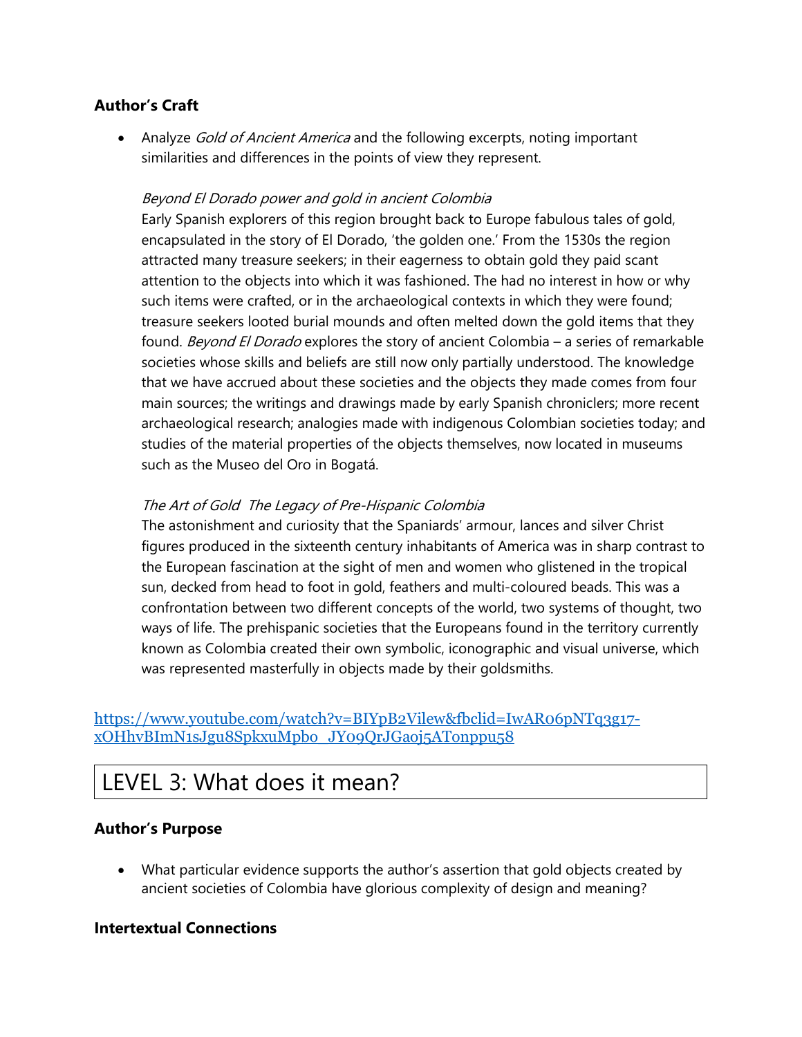### Author's Craft

- Analyze *Gold of Ancient America* and the following excerpts, noting important similarities and differences in the points of view they represent.

  *Beyond El Dorado power and gold in ancient Colombia*
  Early Spanish explorers of this region brought back to Europe fabulous tales of gold, encapsulated in the story of El Dorado, 'the golden one.' From the 1530s the region attracted many treasure seekers; in their eagerness to obtain gold they paid scant attention to the objects into which it was fashioned. The had no interest in how or why such items were crafted, or in the archaeological contexts in which they were found; treasure seekers looted burial mounds and often melted down the gold items that they found. *Beyond El Dorado* explores the story of ancient Colombia – a series of remarkable societies whose skills and beliefs are still now only partially understood. The knowledge that we have accrued about these societies and the objects they made comes from four main sources; the writings and drawings made by early Spanish chroniclers; more recent archaeological research; analogies made with indigenous Colombian societies today; and studies of the material properties of the objects themselves, now located in museums such as the Museo del Oro in Bogatá.

  *The Art of Gold The Legacy of Pre-Hispanic Colombia*
  The astonishment and curiosity that the Spaniards' armour, lances and silver Christ figures produced in the sixteenth century inhabitants of America was in sharp contrast to the European fascination at the sight of men and women who glistened in the tropical sun, decked from head to foot in gold, feathers and multi-coloured beads. This was a confrontation between two different concepts of the world, two systems of thought, two ways of life. The prehispanic societies that the Europeans found in the territory currently known as Colombia created their own symbolic, iconographic and visual universe, which was represented masterfully in objects made by their goldsmiths.

https://www.youtube.com/watch?v=BIYpB2Vilew&fbclid=IwAR06pNTq3g17-xOHhvBImN1sJgu8SpkxuMpbo_JY09QrJGaoj5ATonppu58

## LEVEL 3: What does it mean?

### Author's Purpose

- What particular evidence supports the author's assertion that gold objects created by ancient societies of Colombia have glorious complexity of design and meaning?

### Intertextual Connections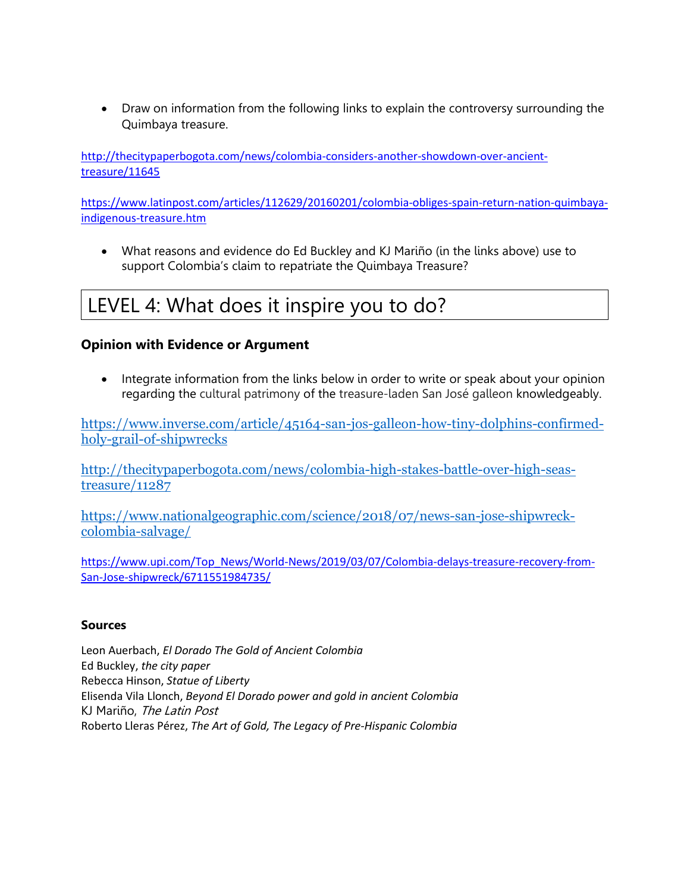- Draw on information from the following links to explain the controversy surrounding the Quimbaya treasure.

http://thecitypaperbogota.com/news/colombia-considers-another-showdown-over-ancient-treasure/11645

https://www.latinpost.com/articles/112629/20160201/colombia-obliges-spain-return-nation-quimbaya-indigenous-treasure.htm

- What reasons and evidence do Ed Buckley and KJ Mariño (in the links above) use to support Colombia's claim to repatriate the Quimbaya Treasure?

## LEVEL 4: What does it inspire you to do?

### Opinion with Evidence or Argument

- Integrate information from the links below in order to write or speak about your opinion regarding the cultural patrimony of the treasure-laden San José galleon knowledgeably.

https://www.inverse.com/article/45164-san-jos-galleon-how-tiny-dolphins-confirmed-holy-grail-of-shipwrecks

http://thecitypaperbogota.com/news/colombia-high-stakes-battle-over-high-seas-treasure/11287

https://www.nationalgeographic.com/science/2018/07/news-san-jose-shipwreck-colombia-salvage/

https://www.upi.com/Top_News/World-News/2019/03/07/Colombia-delays-treasure-recovery-from-San-Jose-shipwreck/6711551984735/

### Sources

Leon Auerbach, *El Dorado The Gold of Ancient Colombia*
Ed Buckley, *the city paper*
Rebecca Hinson, *Statue of Liberty*
Elisenda Vila Llonch, *Beyond El Dorado power and gold in ancient Colombia*
KJ Mariño, *The Latin Post*
Roberto Lleras Pérez, *The Art of Gold, The Legacy of Pre-Hispanic Colombia*